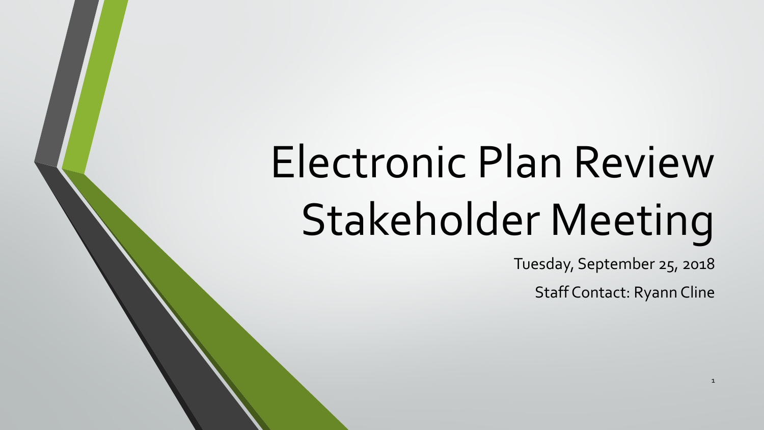# Electronic Plan Review Stakeholder Meeting

Tuesday, September 25, 2018

Staff Contact: Ryann Cline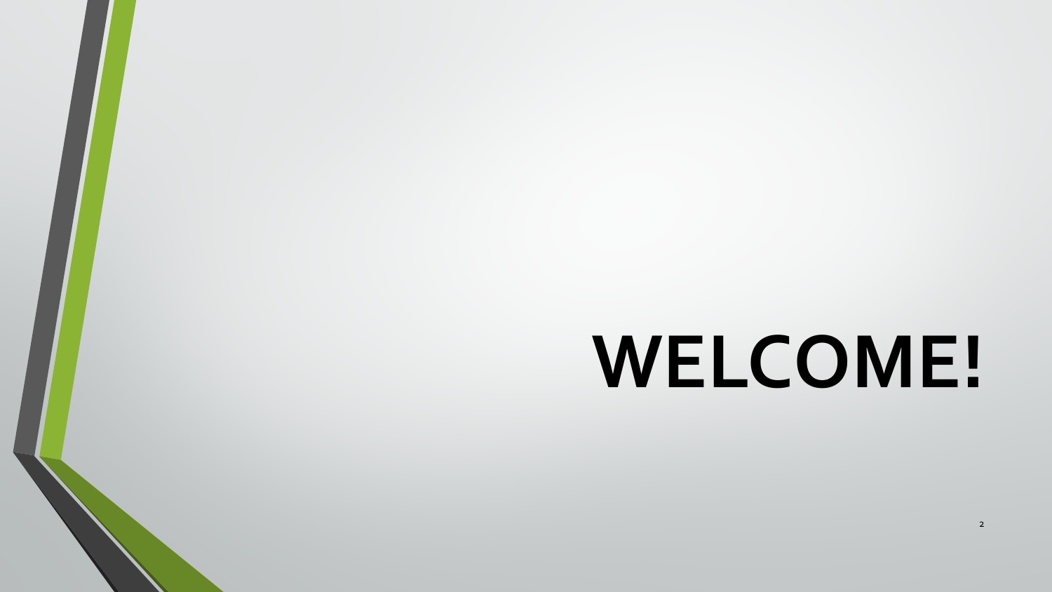# WELCOME!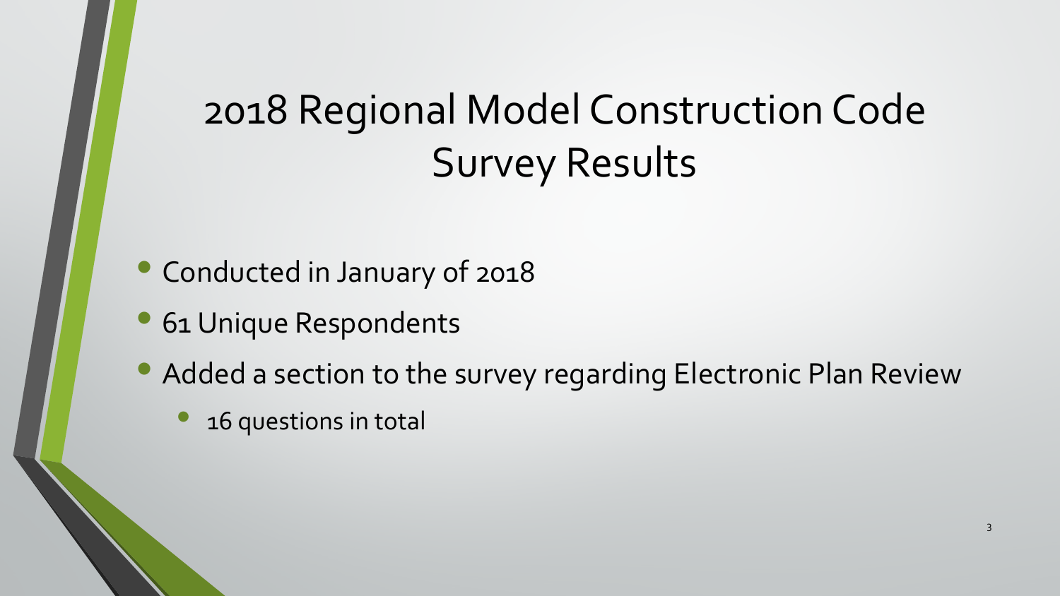# 2018 Regional Model Construction Code Survey Results

- Conducted in January of 2018
- 61 Unique Respondents
- Added a section to the survey regarding Electronic Plan Review
  - 16 questions in total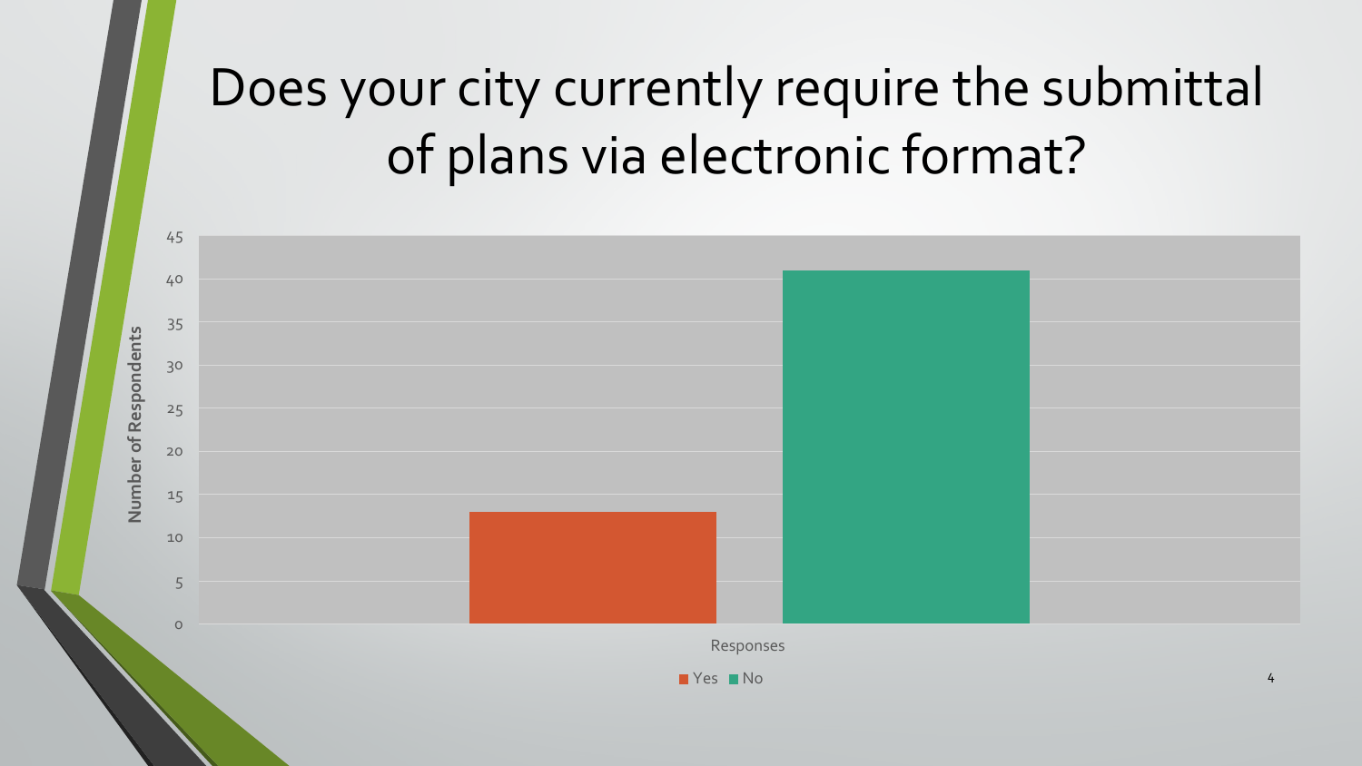# Does your city currently require the submittal of plans via electronic format?

| Responses | Number of Respondents |
|---|---|
| Yes | 13 |
| No | 41 |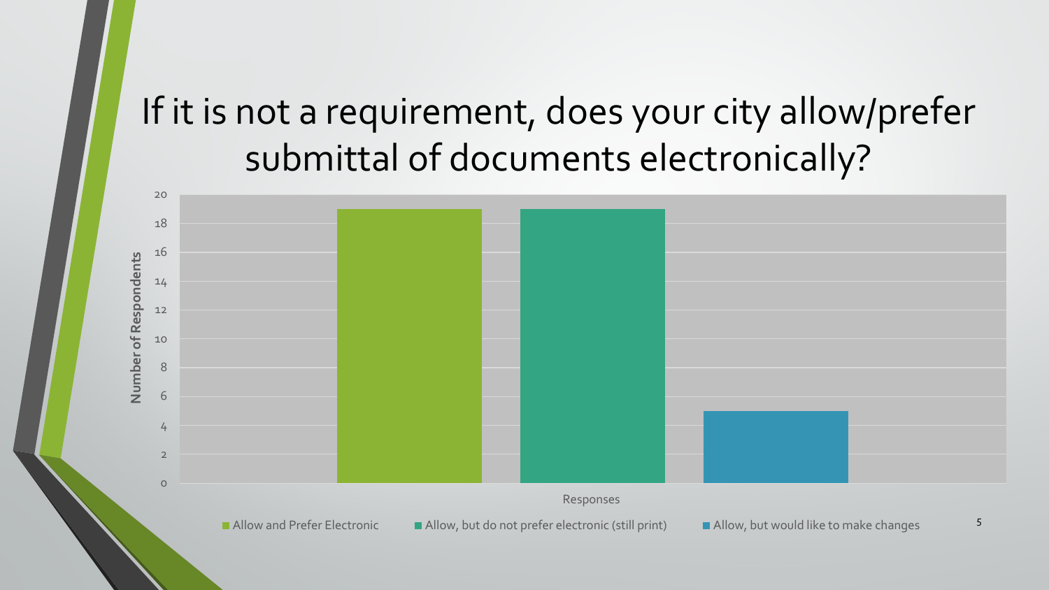# If it is not a requirement, does your city allow/prefer submittal of documents electronically?

| Responses | Number of Respondents |
|---|---|
| Allow and Prefer Electronic | 19 |
| Allow, but do not prefer electronic (still print) | 19 |
| Allow, but would like to make changes | 5 |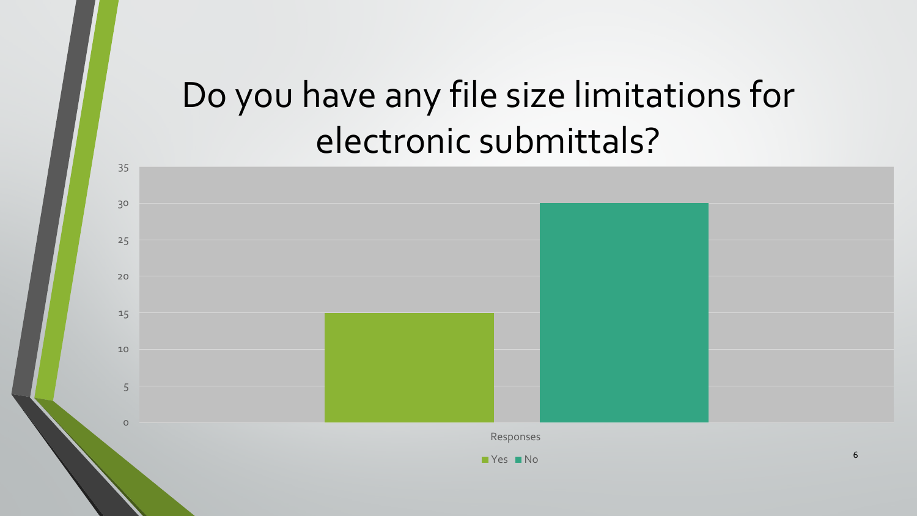# Do you have any file size limitations for electronic submittals?

| Responses | Yes | No |
| --- | --- | --- |
| Responses | 15 | 30 |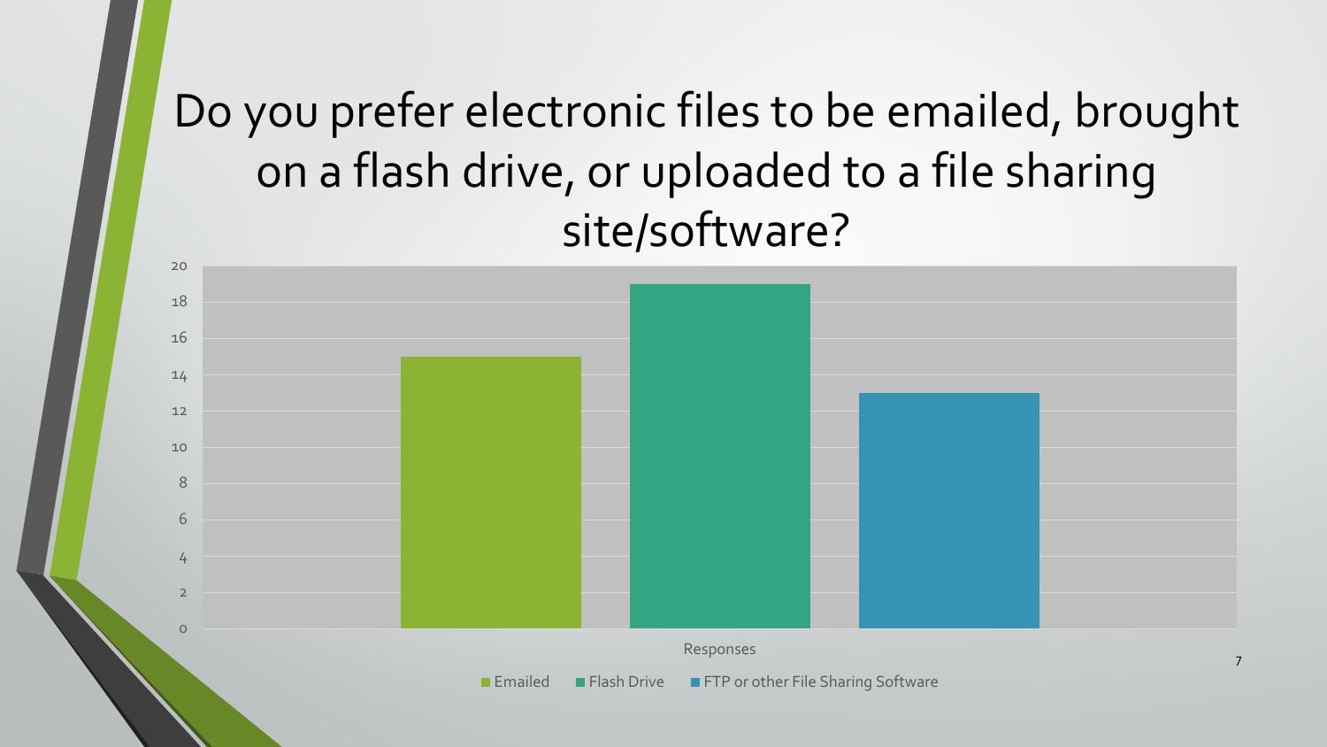# Do you prefer electronic files to be emailed, brought on a flash drive, or uploaded to a file sharing site/software?

| Responses | Value |
|---|---|
| Emailed | 15 |
| Flash Drive | 19 |
| FTP or other File Sharing Software | 13 |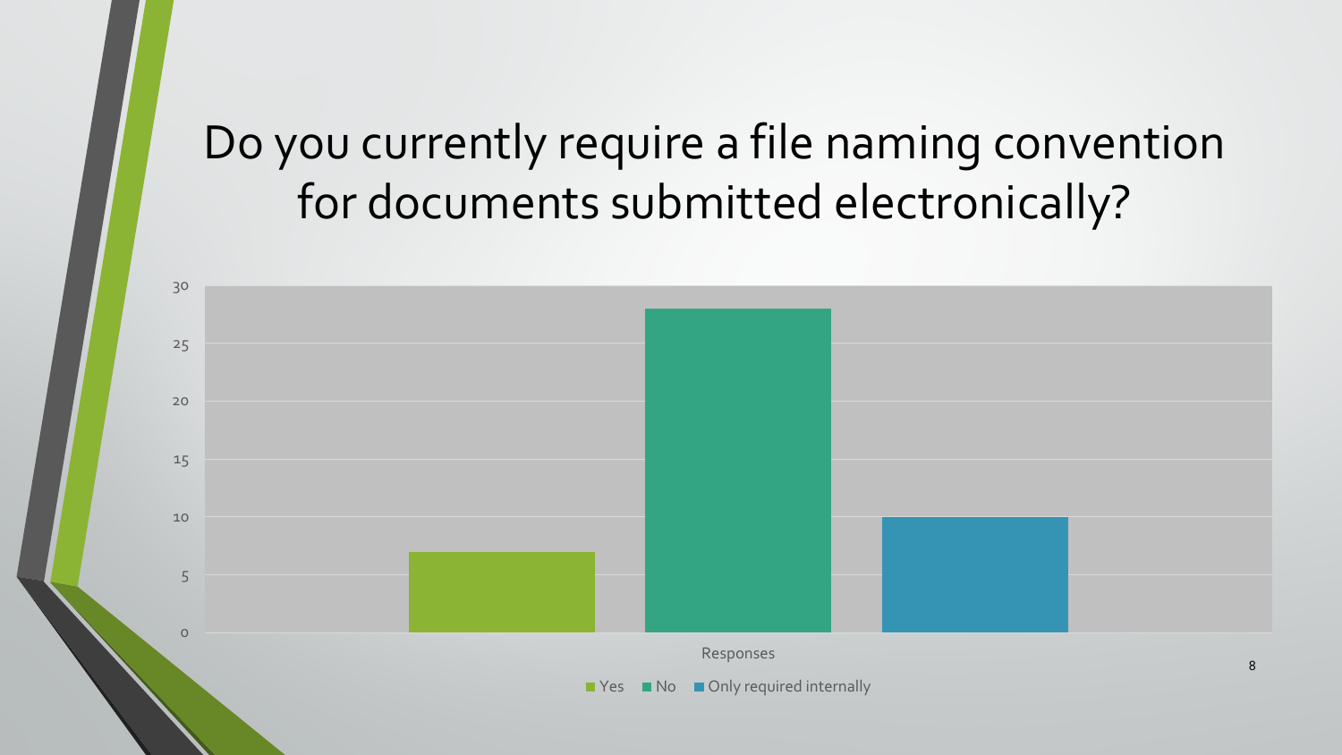# Do you currently require a file naming convention for documents submitted electronically?

| Responses | Value |
| --- | --- |
| Yes | 7 |
| No | 28 |
| Only required internally | 10 |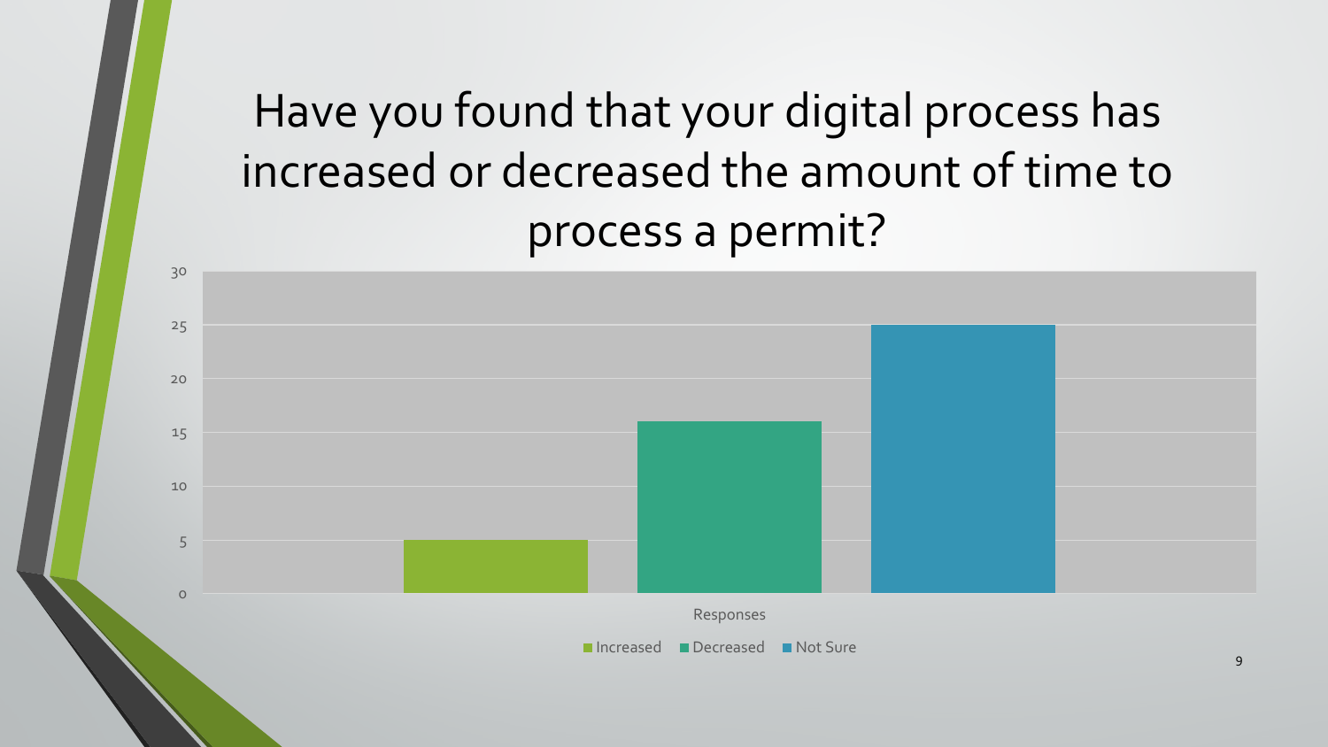# Have you found that your digital process has increased or decreased the amount of time to process a permit?

| Responses | Value |
| --- | --- |
| Increased | 5 |
| Decreased | 16 |
| Not Sure | 25 |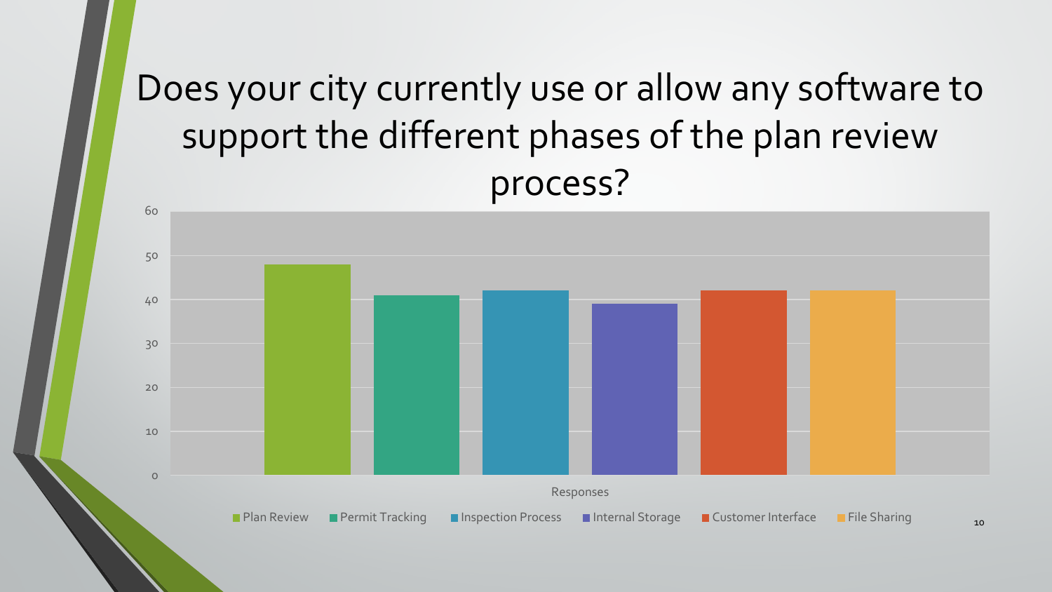# Does your city currently use or allow any software to support the different phases of the plan review process?

| Responses | Value |
| --- | --- |
| Plan Review | 48 |
| Permit Tracking | 41 |
| Inspection Process | 42 |
| Internal Storage | 39 |
| Customer Interface | 42 |
| File Sharing | 42 |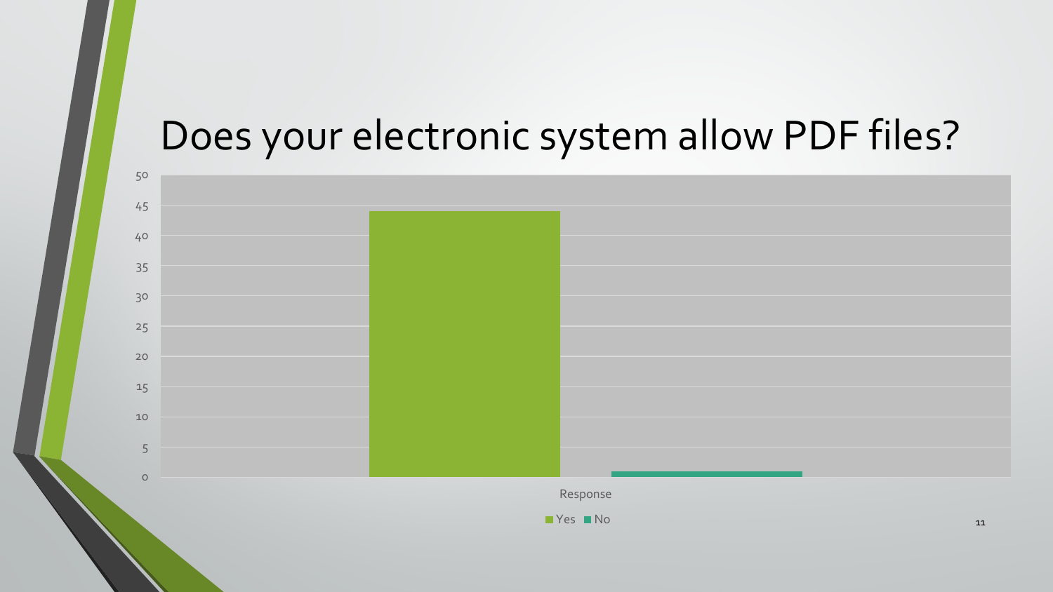# Does your electronic system allow PDF files?

| Response | Yes | No |
|---|---|---|
| Response | 44 | 1 |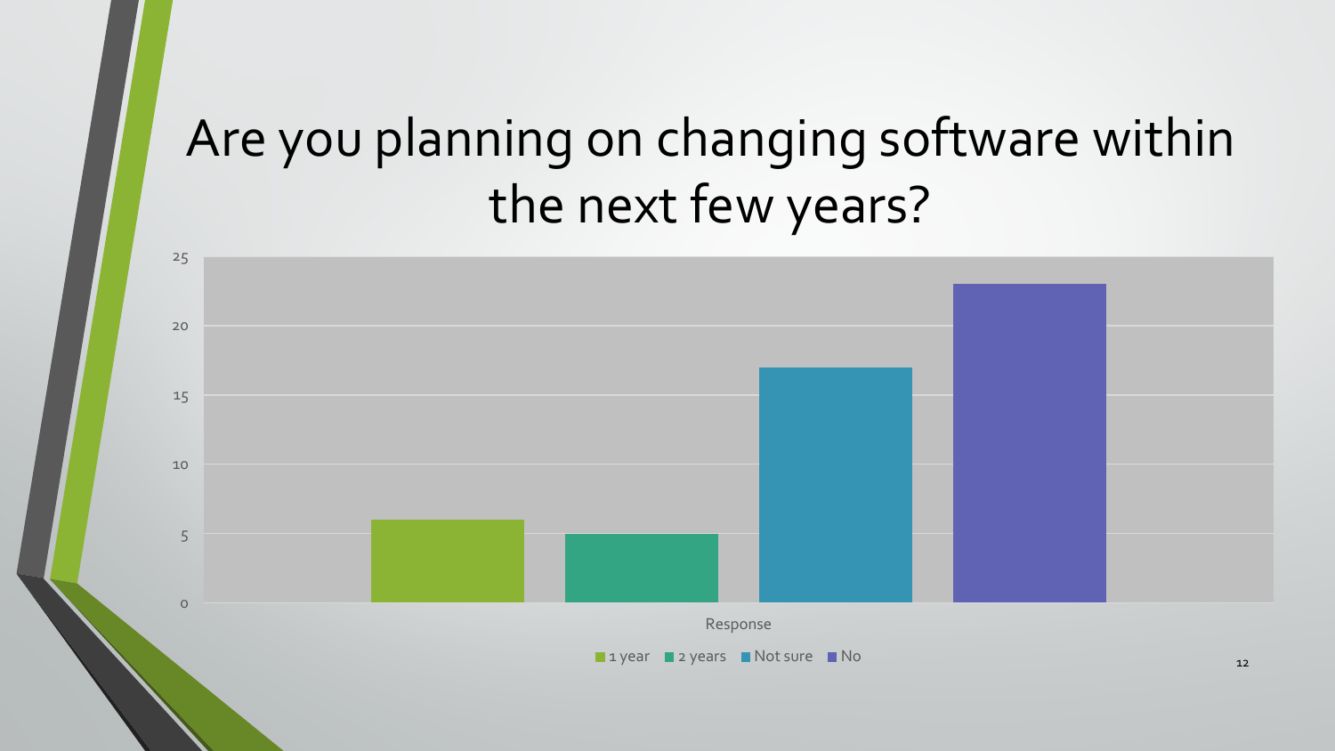# Are you planning on changing software within the next few years?

| Response | Count |
|---|---|
| 1 year | 6 |
| 2 years | 5 |
| Not sure | 17 |
| No | 23 |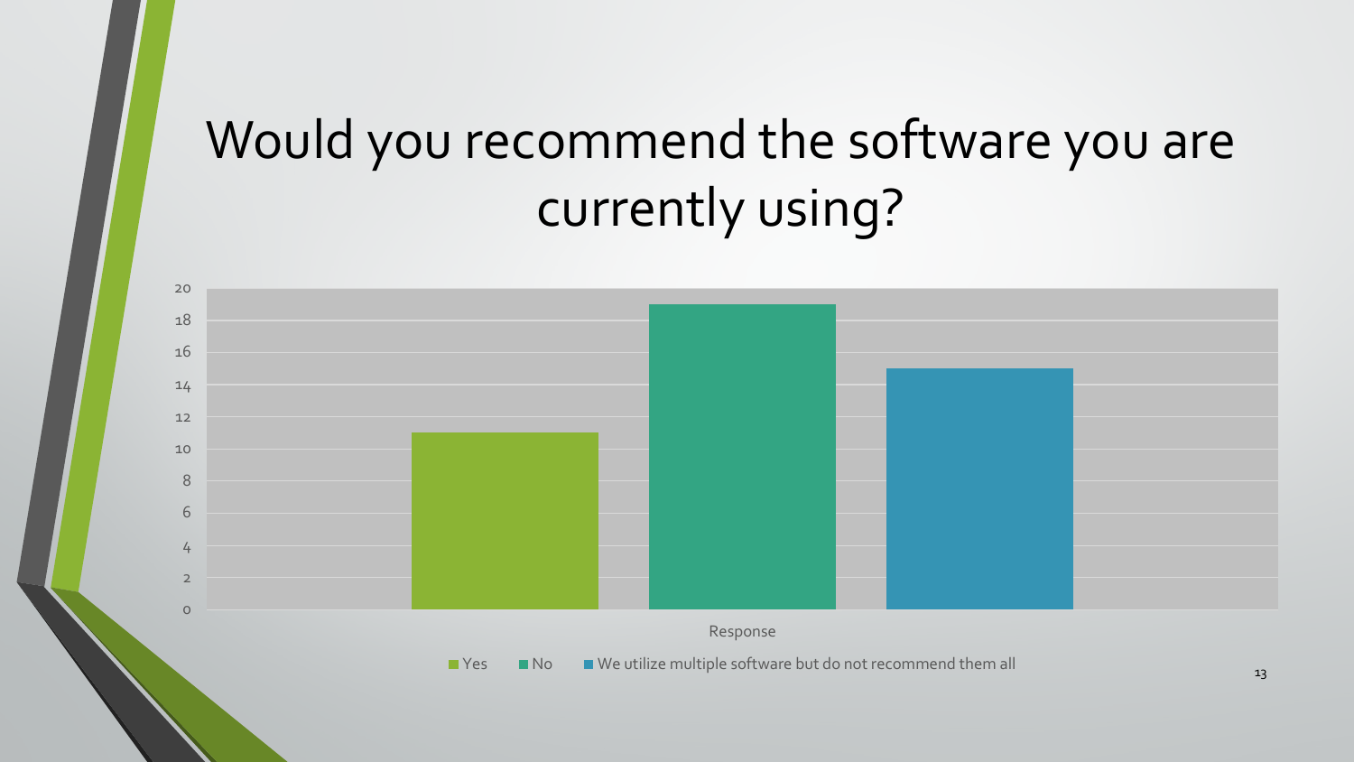# Would you recommend the software you are currently using?

| Response | Value |
|---|---|
| Yes | 11 |
| No | 19 |
| We utilize multiple software but do not recommend them all | 15 |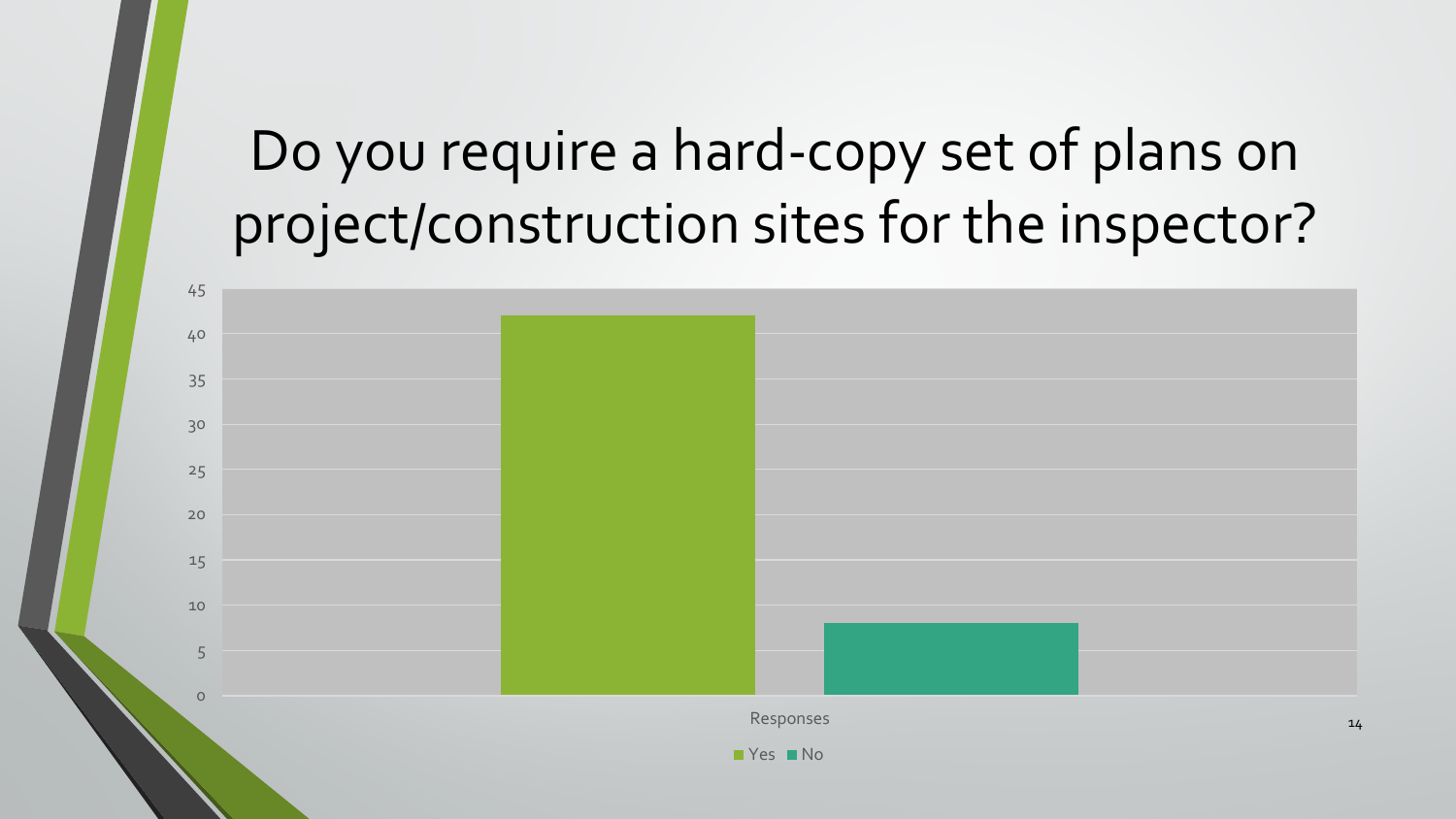# Do you require a hard-copy set of plans on project/construction sites for the inspector?

| Responses | Yes | No |
|---|---|---|
| | 42 | 8 |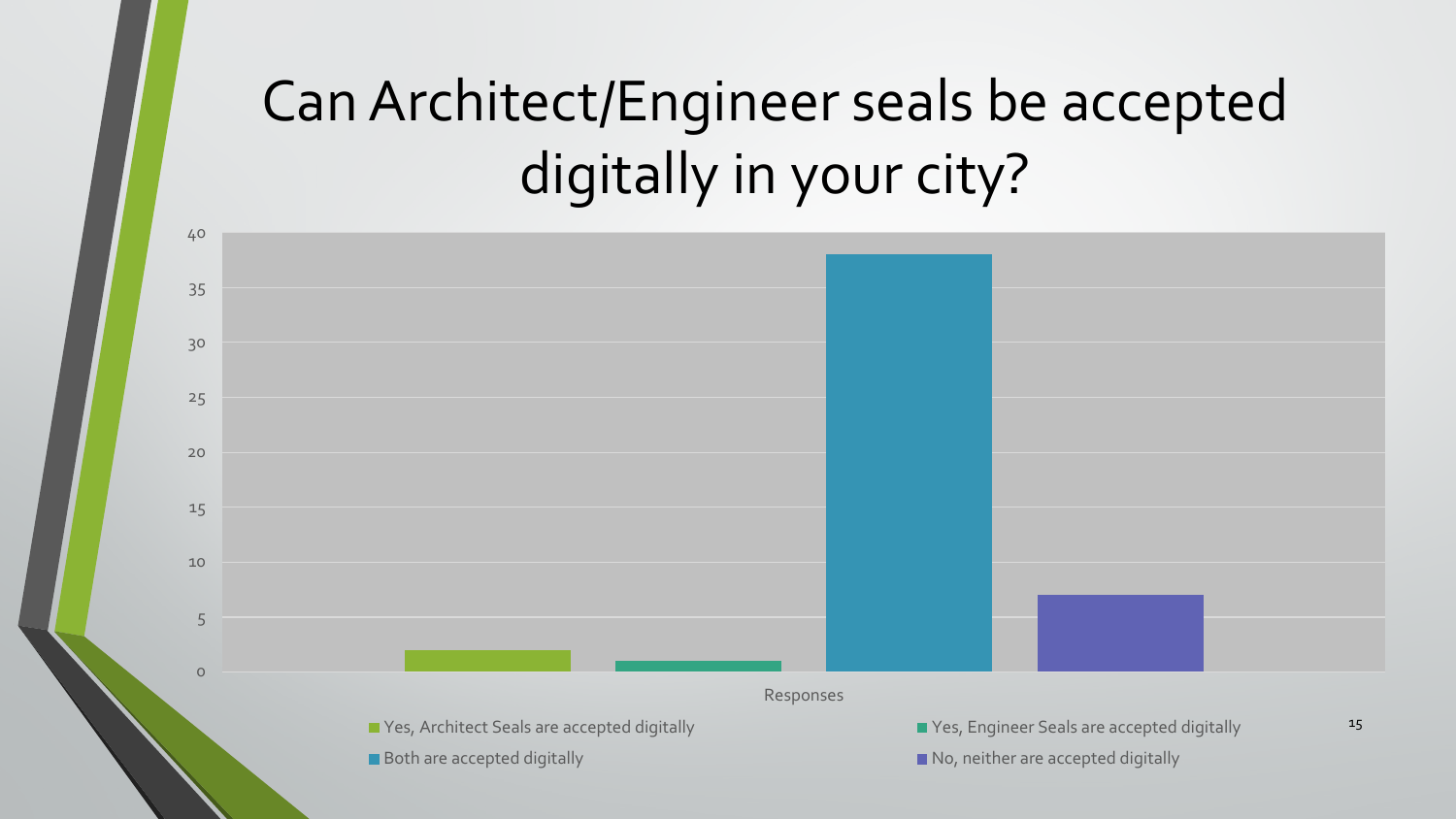# Can Architect/Engineer seals be accepted digitally in your city?

| Responses | Value |
| --- | --- |
| Yes, Architect Seals are accepted digitally | 2 |
| Yes, Engineer Seals are accepted digitally | 1 |
| Both are accepted digitally | 38 |
| No, neither are accepted digitally | 7 |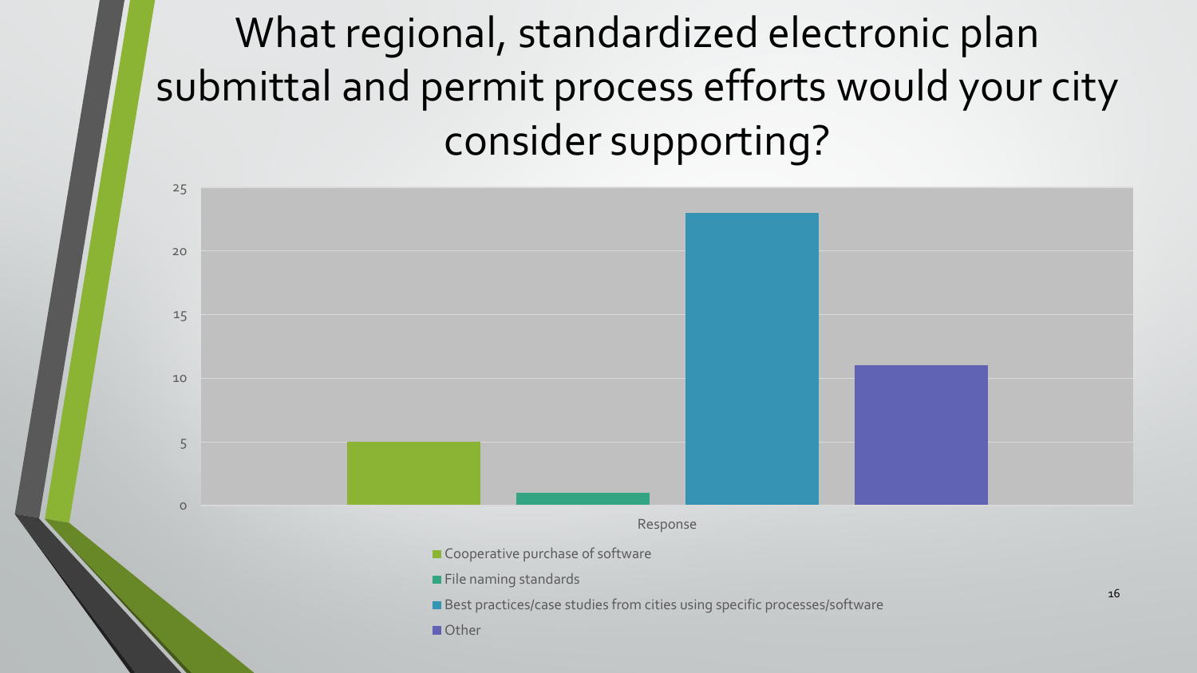# What regional, standardized electronic plan submittal and permit process efforts would your city consider supporting?

| Response | Value |
|---|---|
| Cooperative purchase of software | 5 |
| File naming standards | 1 |
| Best practices/case studies from cities using specific processes/software | 23 |
| Other | 11 |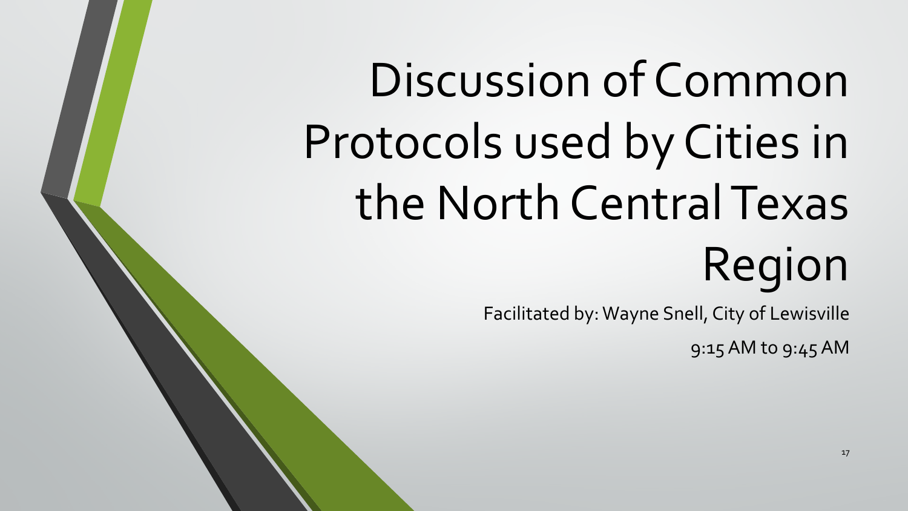# Discussion of Common Protocols used by Cities in the North Central Texas Region

Facilitated by: Wayne Snell, City of Lewisville

9:15 AM to 9:45 AM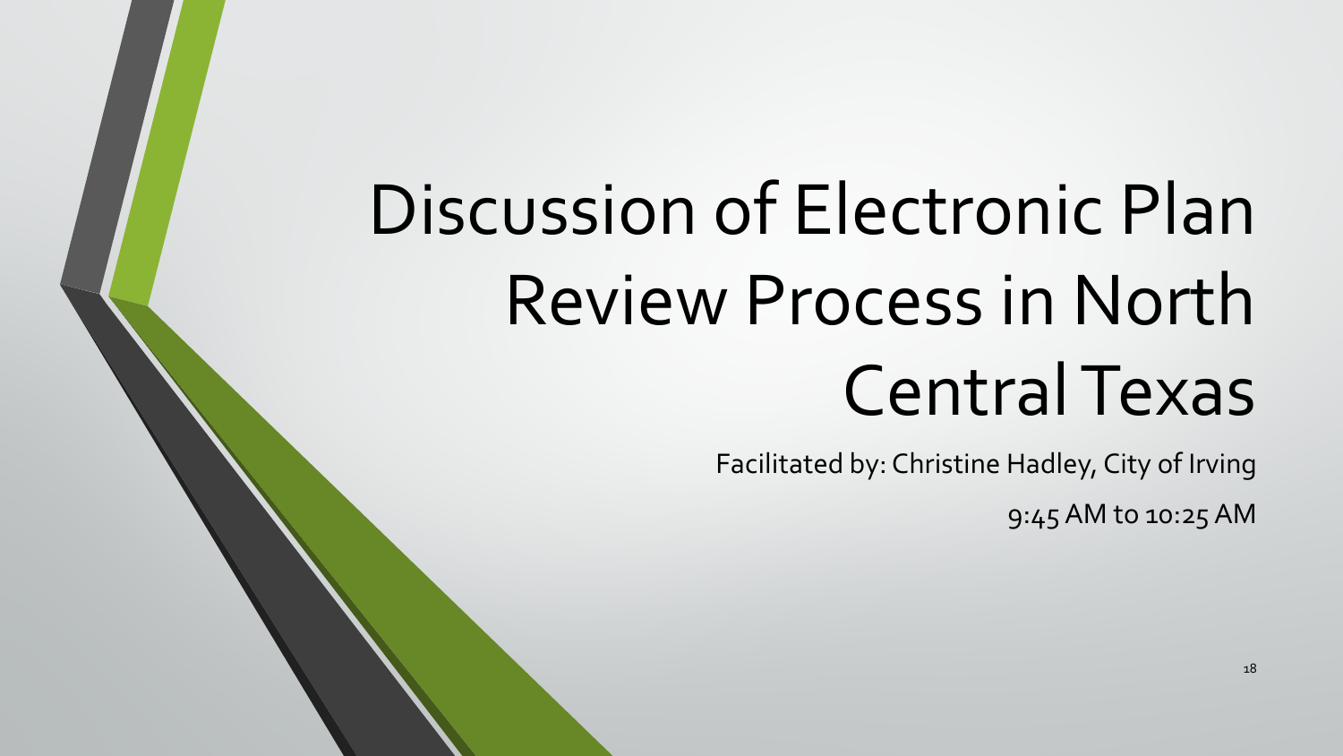# Discussion of Electronic Plan Review Process in North Central Texas

Facilitated by: Christine Hadley, City of Irving

9:45 AM to 10:25 AM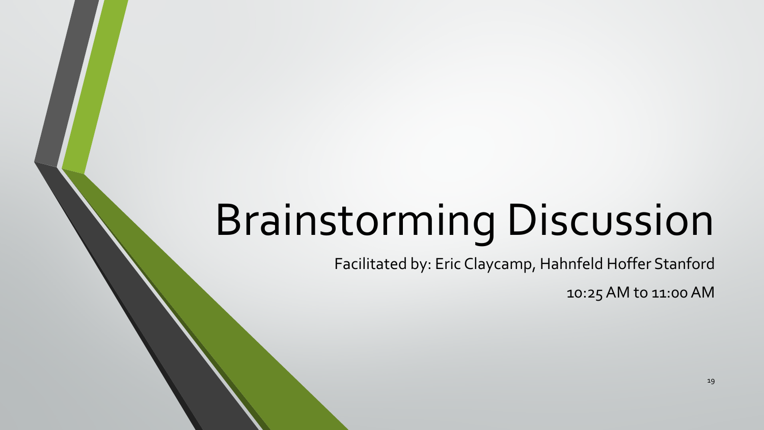# Brainstorming Discussion

Facilitated by: Eric Claycamp, Hahnfeld Hoffer Stanford

10:25 AM to 11:00 AM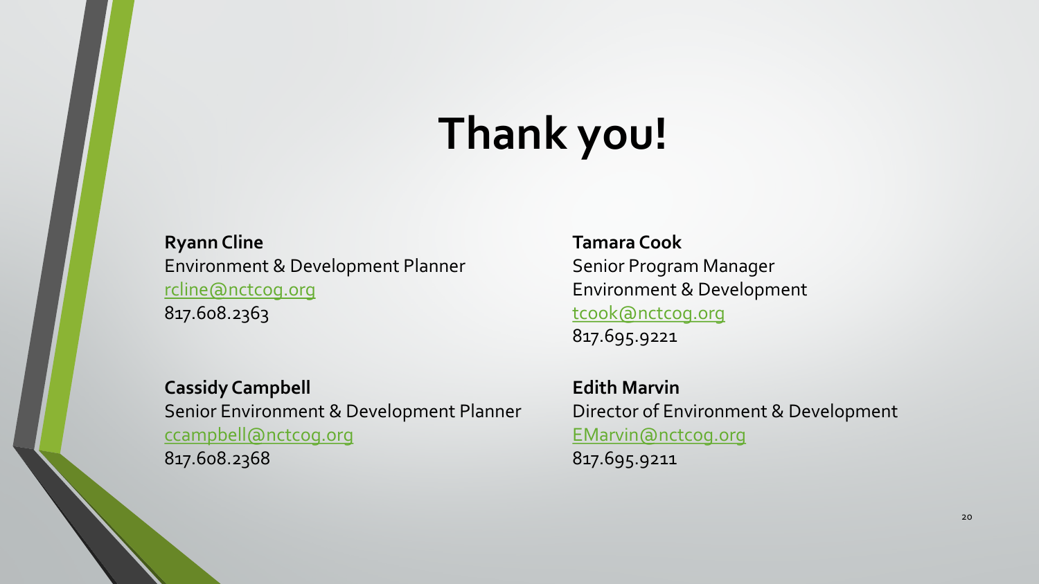# Thank you!

**Ryann Cline**
Environment & Development Planner
rcline@nctcog.org
817.608.2363

**Cassidy Campbell**
Senior Environment & Development Planner
ccampbell@nctcog.org
817.608.2368

**Tamara Cook**
Senior Program Manager
Environment & Development
tcook@nctcog.org
817.695.9221

**Edith Marvin**
Director of Environment & Development
EMarvin@nctcog.org
817.695.9211